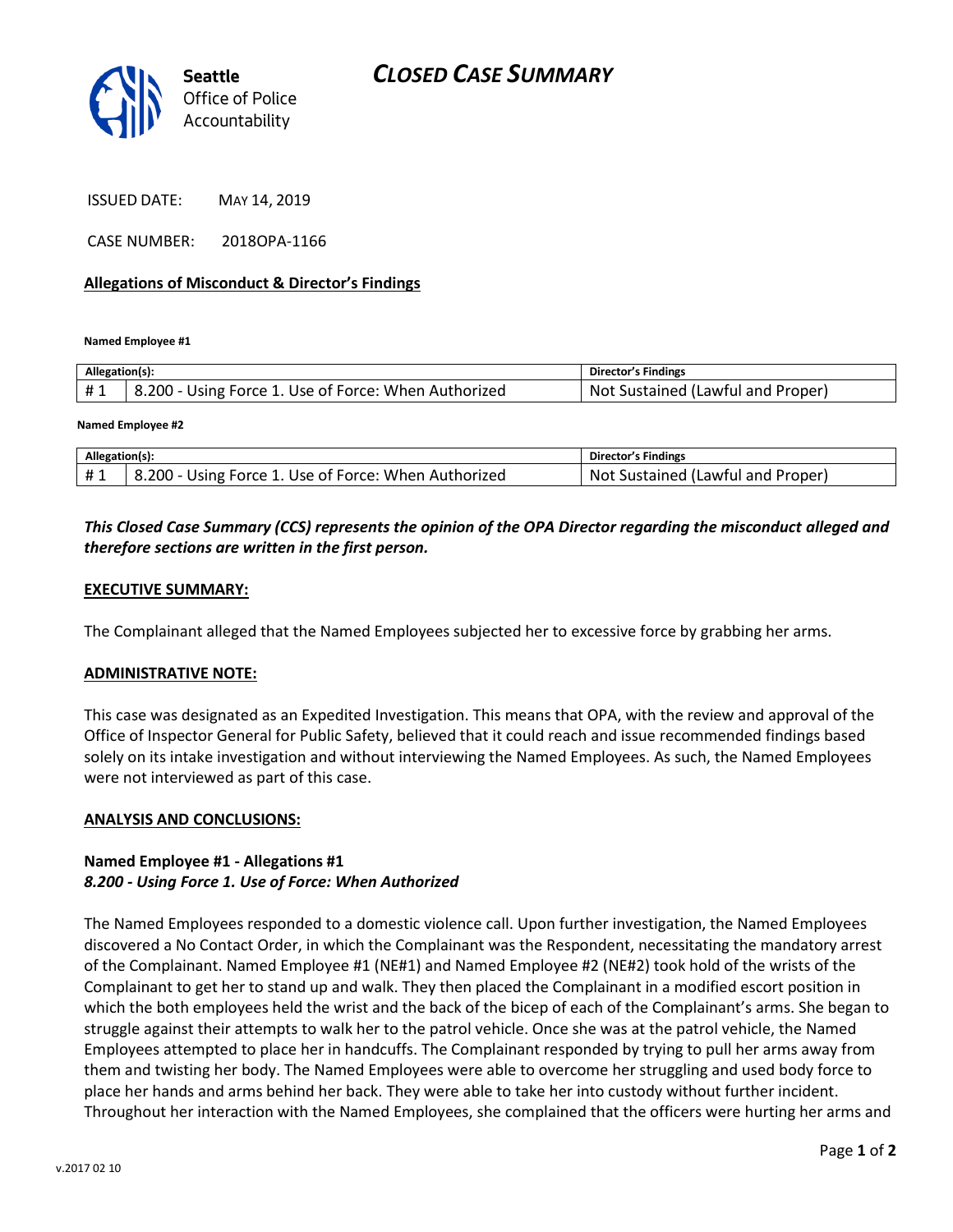# CLOSED CASE SUMMARY

Seattle Office of Police Accountability

ISSUED DATE: MAY 14, 2019

CASE NUMBER: 2018OPA-1166

## Allegations of Misconduct & Director's Findings

**Named Employee #1**

| Allegation(s): | | Director's Findings |
|---|---|---|
| # 1 | 8.200 - Using Force 1. Use of Force: When Authorized | Not Sustained (Lawful and Proper) |

**Named Employee #2**

| Allegation(s): | | Director's Findings |
|---|---|---|
| # 1 | 8.200 - Using Force 1. Use of Force: When Authorized | Not Sustained (Lawful and Proper) |

***This Closed Case Summary (CCS) represents the opinion of the OPA Director regarding the misconduct alleged and therefore sections are written in the first person.***

**EXECUTIVE SUMMARY:**

The Complainant alleged that the Named Employees subjected her to excessive force by grabbing her arms.

**ADMINISTRATIVE NOTE:**

This case was designated as an Expedited Investigation. This means that OPA, with the review and approval of the Office of Inspector General for Public Safety, believed that it could reach and issue recommended findings based solely on its intake investigation and without interviewing the Named Employees. As such, the Named Employees were not interviewed as part of this case.

**ANALYSIS AND CONCLUSIONS:**

**Named Employee #1 - Allegations #1**
***8.200 - Using Force 1. Use of Force: When Authorized***

The Named Employees responded to a domestic violence call. Upon further investigation, the Named Employees discovered a No Contact Order, in which the Complainant was the Respondent, necessitating the mandatory arrest of the Complainant. Named Employee #1 (NE#1) and Named Employee #2 (NE#2) took hold of the wrists of the Complainant to get her to stand up and walk. They then placed the Complainant in a modified escort position in which the both employees held the wrist and the back of the bicep of each of the Complainant's arms. She began to struggle against their attempts to walk her to the patrol vehicle. Once she was at the patrol vehicle, the Named Employees attempted to place her in handcuffs. The Complainant responded by trying to pull her arms away from them and twisting her body. The Named Employees were able to overcome her struggling and used body force to place her hands and arms behind her back. They were able to take her into custody without further incident. Throughout her interaction with the Named Employees, she complained that the officers were hurting her arms and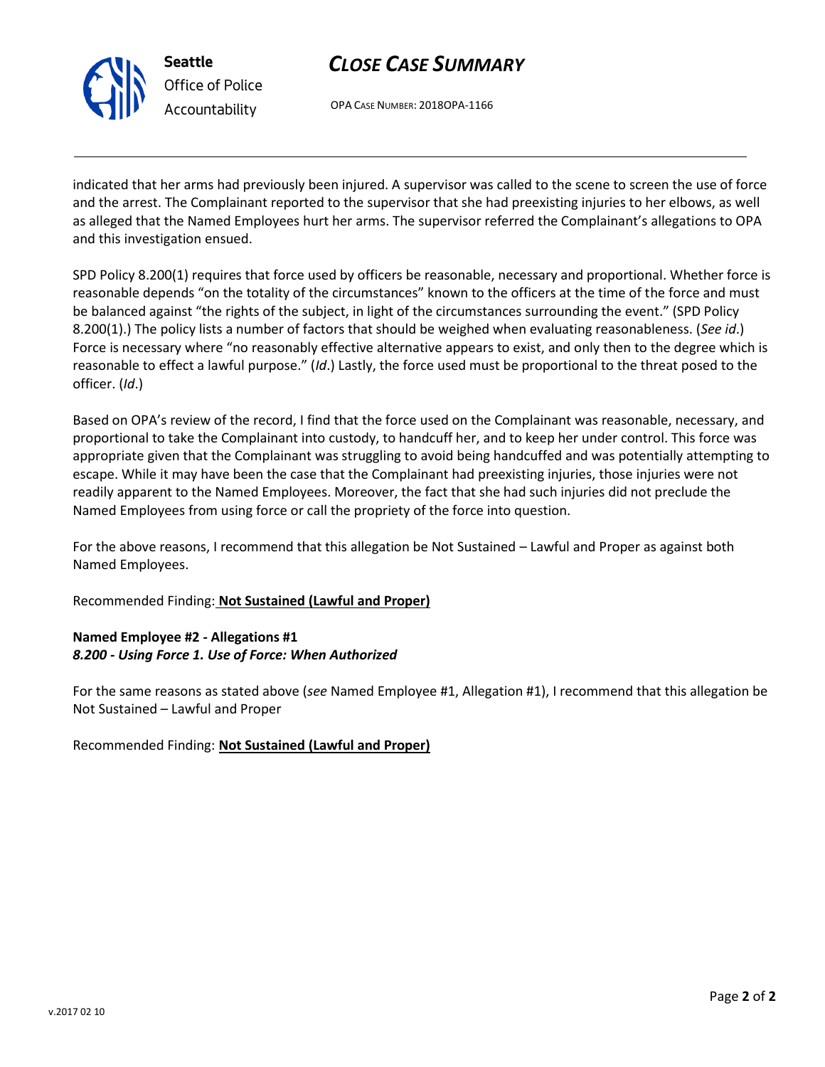indicated that her arms had previously been injured. A supervisor was called to the scene to screen the use of force and the arrest. The Complainant reported to the supervisor that she had preexisting injuries to her elbows, as well as alleged that the Named Employees hurt her arms. The supervisor referred the Complainant's allegations to OPA and this investigation ensued.

SPD Policy 8.200(1) requires that force used by officers be reasonable, necessary and proportional. Whether force is reasonable depends "on the totality of the circumstances" known to the officers at the time of the force and must be balanced against "the rights of the subject, in light of the circumstances surrounding the event." (SPD Policy 8.200(1).) The policy lists a number of factors that should be weighed when evaluating reasonableness. (*See id*.) Force is necessary where "no reasonably effective alternative appears to exist, and only then to the degree which is reasonable to effect a lawful purpose." (*Id*.) Lastly, the force used must be proportional to the threat posed to the officer. (*Id*.)

Based on OPA's review of the record, I find that the force used on the Complainant was reasonable, necessary, and proportional to take the Complainant into custody, to handcuff her, and to keep her under control. This force was appropriate given that the Complainant was struggling to avoid being handcuffed and was potentially attempting to escape. While it may have been the case that the Complainant had preexisting injuries, those injuries were not readily apparent to the Named Employees. Moreover, the fact that she had such injuries did not preclude the Named Employees from using force or call the propriety of the force into question.

For the above reasons, I recommend that this allegation be Not Sustained – Lawful and Proper as against both Named Employees.

Recommended Finding: **Not Sustained (Lawful and Proper)**

**Named Employee #2 - Allegations #1**
***8.200 - Using Force 1. Use of Force: When Authorized***

For the same reasons as stated above (*see* Named Employee #1, Allegation #1), I recommend that this allegation be Not Sustained – Lawful and Proper

Recommended Finding: **Not Sustained (Lawful and Proper)**